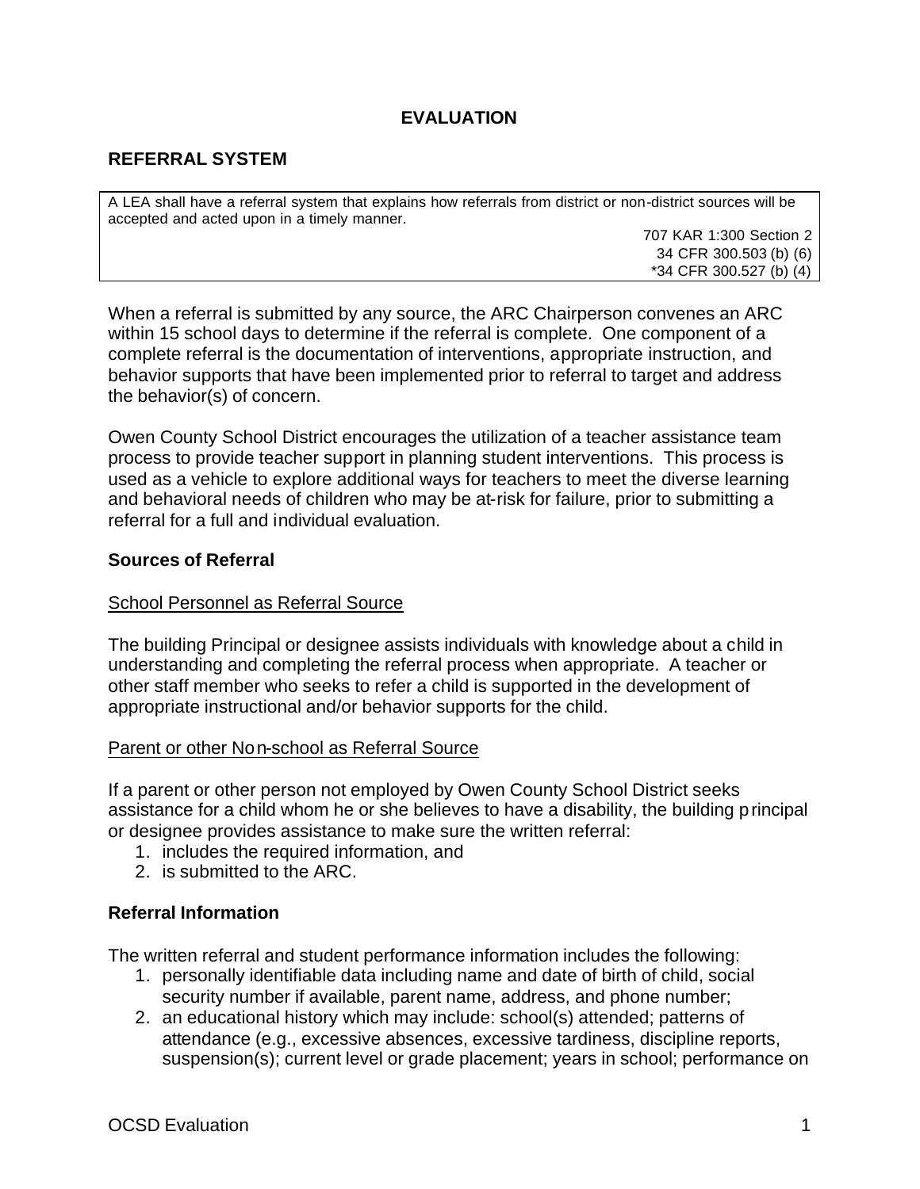# EVALUATION

## REFERRAL SYSTEM

| A LEA shall have a referral system that explains how referrals from district or non-district sources will be accepted and acted upon in a timely manner. <br> 707 KAR 1:300 Section 2 <br> 34 CFR 300.503 (b) (6) <br> *34 CFR 300.527 (b) (4) |
|---|

When a referral is submitted by any source, the ARC Chairperson convenes an ARC within 15 school days to determine if the referral is complete. One component of a complete referral is the documentation of interventions, appropriate instruction, and behavior supports that have been implemented prior to referral to target and address the behavior(s) of concern.

Owen County School District encourages the utilization of a teacher assistance team process to provide teacher support in planning student interventions. This process is used as a vehicle to explore additional ways for teachers to meet the diverse learning and behavioral needs of children who may be at-risk for failure, prior to submitting a referral for a full and individual evaluation.

### Sources of Referral

School Personnel as Referral Source

The building Principal or designee assists individuals with knowledge about a child in understanding and completing the referral process when appropriate. A teacher or other staff member who seeks to refer a child is supported in the development of appropriate instructional and/or behavior supports for the child.

Parent or other Non-school as Referral Source

If a parent or other person not employed by Owen County School District seeks assistance for a child whom he or she believes to have a disability, the building principal or designee provides assistance to make sure the written referral:

1. includes the required information, and
2. is submitted to the ARC.

### Referral Information

The written referral and student performance information includes the following:

1. personally identifiable data including name and date of birth of child, social security number if available, parent name, address, and phone number;
2. an educational history which may include: school(s) attended; patterns of attendance (e.g., excessive absences, excessive tardiness, discipline reports, suspension(s); current level or grade placement; years in school; performance on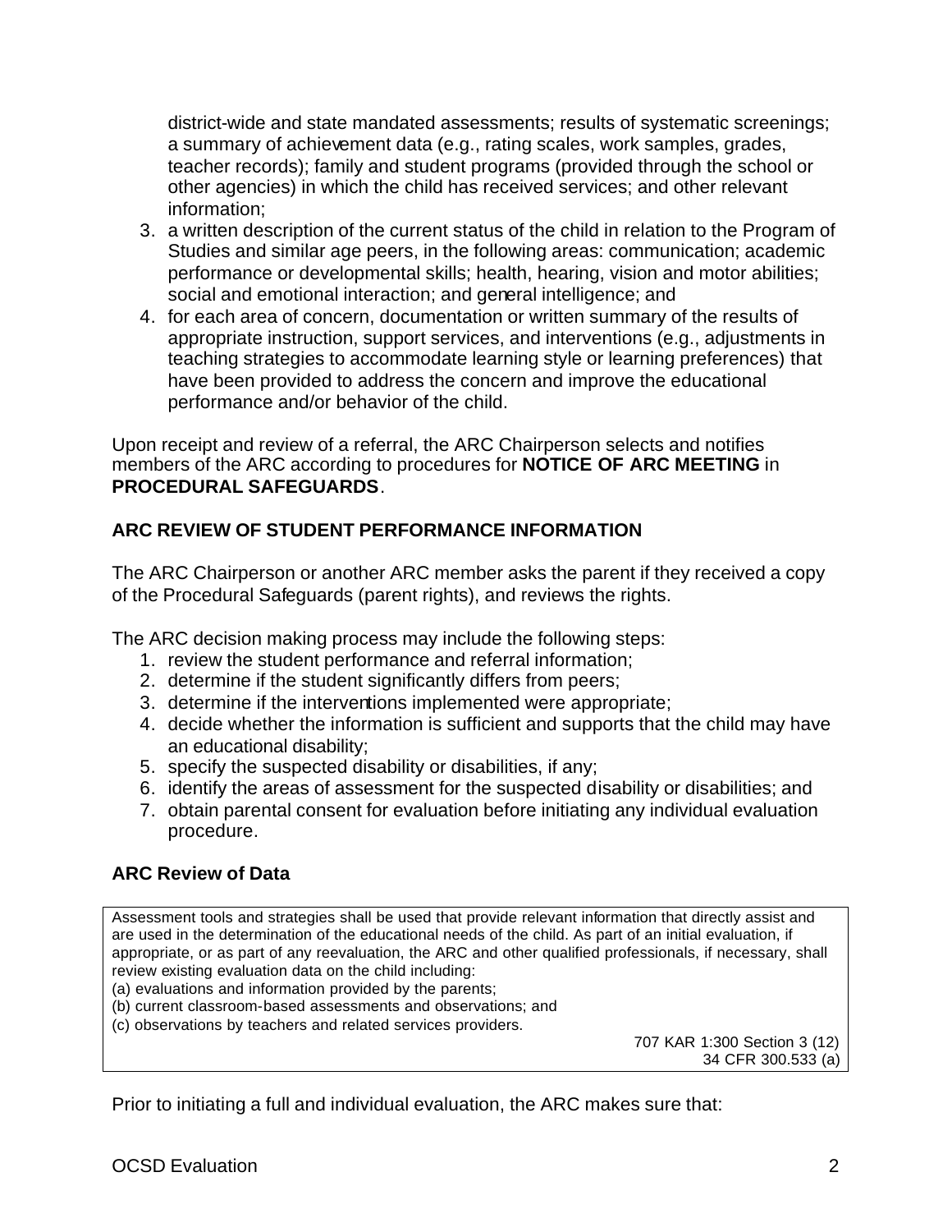district-wide and state mandated assessments; results of systematic screenings; a summary of achievement data (e.g., rating scales, work samples, grades, teacher records); family and student programs (provided through the school or other agencies) in which the child has received services; and other relevant information;

3. a written description of the current status of the child in relation to the Program of Studies and similar age peers, in the following areas: communication; academic performance or developmental skills; health, hearing, vision and motor abilities; social and emotional interaction; and general intelligence; and
4. for each area of concern, documentation or written summary of the results of appropriate instruction, support services, and interventions (e.g., adjustments in teaching strategies to accommodate learning style or learning preferences) that have been provided to address the concern and improve the educational performance and/or behavior of the child.

Upon receipt and review of a referral, the ARC Chairperson selects and notifies members of the ARC according to procedures for **NOTICE OF ARC MEETING** in **PROCEDURAL SAFEGUARDS**.

**ARC REVIEW OF STUDENT PERFORMANCE INFORMATION**

The ARC Chairperson or another ARC member asks the parent if they received a copy of the Procedural Safeguards (parent rights), and reviews the rights.

The ARC decision making process may include the following steps:

1. review the student performance and referral information;
2. determine if the student significantly differs from peers;
3. determine if the interventions implemented were appropriate;
4. decide whether the information is sufficient and supports that the child may have an educational disability;
5. specify the suspected disability or disabilities, if any;
6. identify the areas of assessment for the suspected disability or disabilities; and
7. obtain parental consent for evaluation before initiating any individual evaluation procedure.

**ARC Review of Data**

Assessment tools and strategies shall be used that provide relevant information that directly assist and are used in the determination of the educational needs of the child. As part of an initial evaluation, if appropriate, or as part of any reevaluation, the ARC and other qualified professionals, if necessary, shall review existing evaluation data on the child including:
(a) evaluations and information provided by the parents;
(b) current classroom-based assessments and observations; and
(c) observations by teachers and related services providers.

707 KAR 1:300 Section 3 (12)
34 CFR 300.533 (a)

Prior to initiating a full and individual evaluation, the ARC makes sure that: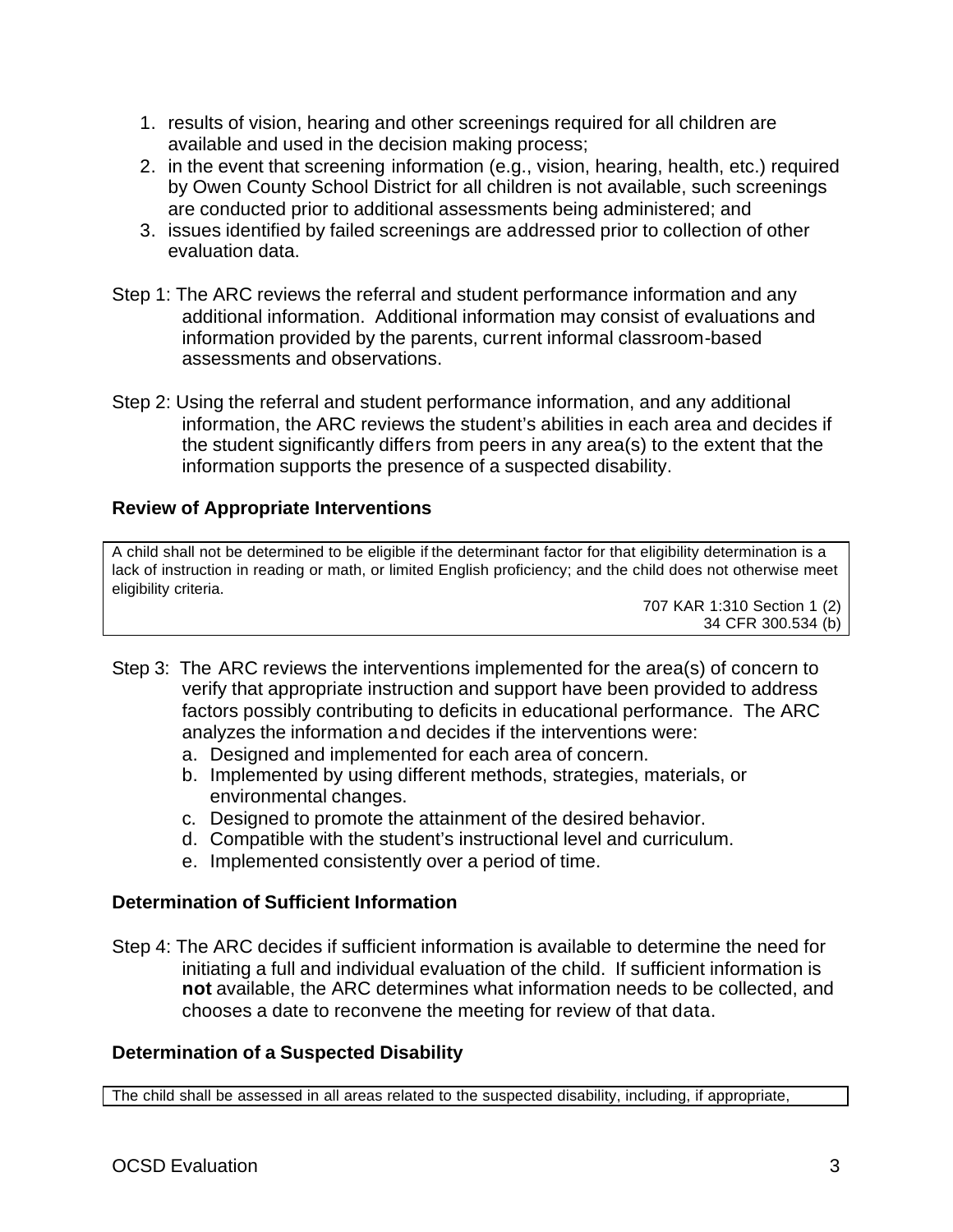1. results of vision, hearing and other screenings required for all children are available and used in the decision making process;
2. in the event that screening information (e.g., vision, hearing, health, etc.) required by Owen County School District for all children is not available, such screenings are conducted prior to additional assessments being administered; and
3. issues identified by failed screenings are addressed prior to collection of other evaluation data.

Step 1: The ARC reviews the referral and student performance information and any additional information. Additional information may consist of evaluations and information provided by the parents, current informal classroom-based assessments and observations.

Step 2: Using the referral and student performance information, and any additional information, the ARC reviews the student's abilities in each area and decides if the student significantly differs from peers in any area(s) to the extent that the information supports the presence of a suspected disability.

### Review of Appropriate Interventions

> A child shall not be determined to be eligible if the determinant factor for that eligibility determination is a lack of instruction in reading or math, or limited English proficiency; and the child does not otherwise meet eligibility criteria.
>
> 707 KAR 1:310 Section 1 (2)
> 34 CFR 300.534 (b)

Step 3: The ARC reviews the interventions implemented for the area(s) of concern to verify that appropriate instruction and support have been provided to address factors possibly contributing to deficits in educational performance. The ARC analyzes the information and decides if the interventions were:

a. Designed and implemented for each area of concern.
b. Implemented by using different methods, strategies, materials, or environmental changes.
c. Designed to promote the attainment of the desired behavior.
d. Compatible with the student's instructional level and curriculum.
e. Implemented consistently over a period of time.

### Determination of Sufficient Information

Step 4: The ARC decides if sufficient information is available to determine the need for initiating a full and individual evaluation of the child. If sufficient information is **not** available, the ARC determines what information needs to be collected, and chooses a date to reconvene the meeting for review of that data.

### Determination of a Suspected Disability

> The child shall be assessed in all areas related to the suspected disability, including, if appropriate,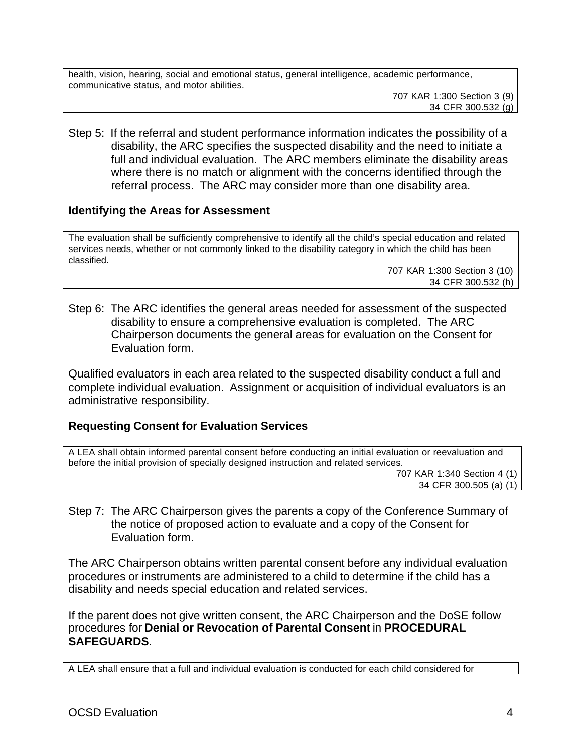health, vision, hearing, social and emotional status, general intelligence, academic performance, communicative status, and motor abilities.

707 KAR 1:300 Section 3 (9)
34 CFR 300.532 (g)

Step 5: If the referral and student performance information indicates the possibility of a disability, the ARC specifies the suspected disability and the need to initiate a full and individual evaluation. The ARC members eliminate the disability areas where there is no match or alignment with the concerns identified through the referral process. The ARC may consider more than one disability area.

### Identifying the Areas for Assessment

The evaluation shall be sufficiently comprehensive to identify all the child's special education and related services needs, whether or not commonly linked to the disability category in which the child has been classified.

707 KAR 1:300 Section 3 (10)
34 CFR 300.532 (h)

Step 6: The ARC identifies the general areas needed for assessment of the suspected disability to ensure a comprehensive evaluation is completed. The ARC Chairperson documents the general areas for evaluation on the Consent for Evaluation form.

Qualified evaluators in each area related to the suspected disability conduct a full and complete individual evaluation. Assignment or acquisition of individual evaluators is an administrative responsibility.

### Requesting Consent for Evaluation Services

A LEA shall obtain informed parental consent before conducting an initial evaluation or reevaluation and before the initial provision of specially designed instruction and related services.

707 KAR 1:340 Section 4 (1)
34 CFR 300.505 (a) (1)

Step 7: The ARC Chairperson gives the parents a copy of the Conference Summary of the notice of proposed action to evaluate and a copy of the Consent for Evaluation form.

The ARC Chairperson obtains written parental consent before any individual evaluation procedures or instruments are administered to a child to determine if the child has a disability and needs special education and related services.

If the parent does not give written consent, the ARC Chairperson and the DoSE follow procedures for **Denial or Revocation of Parental Consent** in **PROCEDURAL SAFEGUARDS**.

A LEA shall ensure that a full and individual evaluation is conducted for each child considered for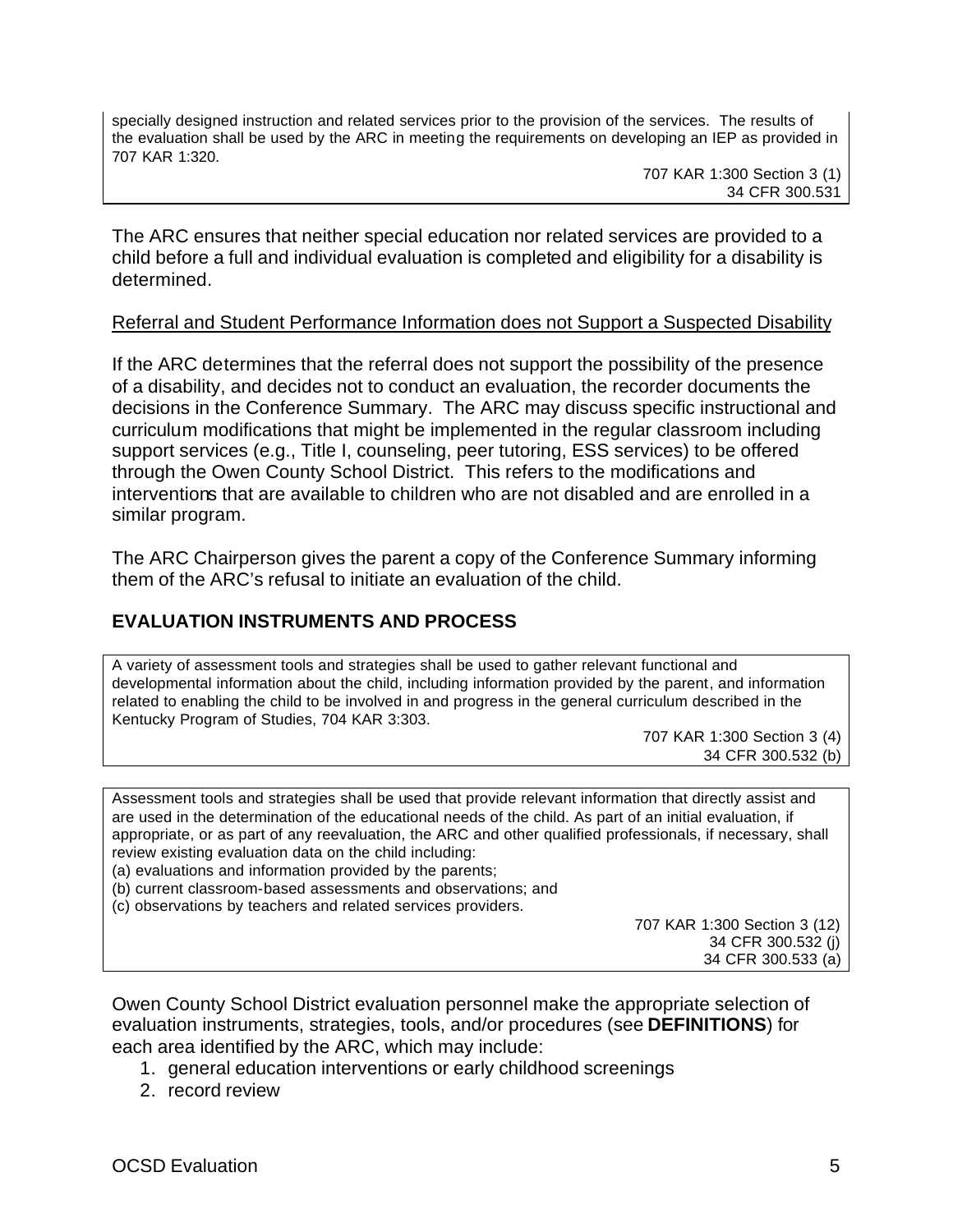specially designed instruction and related services prior to the provision of the services. The results of the evaluation shall be used by the ARC in meeting the requirements on developing an IEP as provided in 707 KAR 1:320.

707 KAR 1:300 Section 3 (1)
34 CFR 300.531

The ARC ensures that neither special education nor related services are provided to a child before a full and individual evaluation is completed and eligibility for a disability is determined.

Referral and Student Performance Information does not Support a Suspected Disability

If the ARC determines that the referral does not support the possibility of the presence of a disability, and decides not to conduct an evaluation, the recorder documents the decisions in the Conference Summary. The ARC may discuss specific instructional and curriculum modifications that might be implemented in the regular classroom including support services (e.g., Title I, counseling, peer tutoring, ESS services) to be offered through the Owen County School District. This refers to the modifications and interventions that are available to children who are not disabled and are enrolled in a similar program.

The ARC Chairperson gives the parent a copy of the Conference Summary informing them of the ARC's refusal to initiate an evaluation of the child.

## EVALUATION INSTRUMENTS AND PROCESS

A variety of assessment tools and strategies shall be used to gather relevant functional and developmental information about the child, including information provided by the parent, and information related to enabling the child to be involved in and progress in the general curriculum described in the Kentucky Program of Studies, 704 KAR 3:303.

707 KAR 1:300 Section 3 (4)
34 CFR 300.532 (b)

Assessment tools and strategies shall be used that provide relevant information that directly assist and are used in the determination of the educational needs of the child. As part of an initial evaluation, if appropriate, or as part of any reevaluation, the ARC and other qualified professionals, if necessary, shall review existing evaluation data on the child including:
(a) evaluations and information provided by the parents;
(b) current classroom-based assessments and observations; and
(c) observations by teachers and related services providers.

707 KAR 1:300 Section 3 (12)
34 CFR 300.532 (j)
34 CFR 300.533 (a)

Owen County School District evaluation personnel make the appropriate selection of evaluation instruments, strategies, tools, and/or procedures (see **DEFINITIONS**) for each area identified by the ARC, which may include:

1. general education interventions or early childhood screenings
2. record review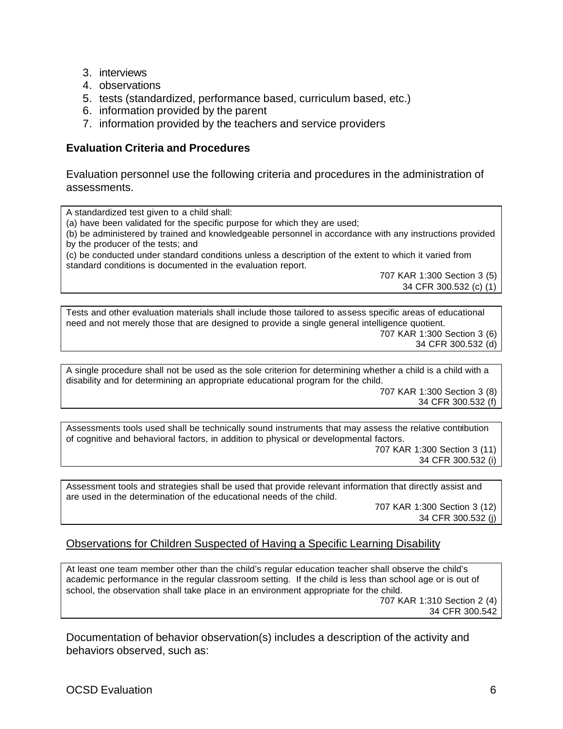3. interviews
4. observations
5. tests (standardized, performance based, curriculum based, etc.)
6. information provided by the parent
7. information provided by the teachers and service providers

**Evaluation Criteria and Procedures**

Evaluation personnel use the following criteria and procedures in the administration of assessments.

> A standardized test given to a child shall:
> (a) have been validated for the specific purpose for which they are used;
> (b) be administered by trained and knowledgeable personnel in accordance with any instructions provided by the producer of the tests; and
> (c) be conducted under standard conditions unless a description of the extent to which it varied from standard conditions is documented in the evaluation report.
>
> 707 KAR 1:300 Section 3 (5)
> 34 CFR 300.532 (c) (1)

> Tests and other evaluation materials shall include those tailored to assess specific areas of educational need and not merely those that are designed to provide a single general intelligence quotient.
>
> 707 KAR 1:300 Section 3 (6)
> 34 CFR 300.532 (d)

> A single procedure shall not be used as the sole criterion for determining whether a child is a child with a disability and for determining an appropriate educational program for the child.
>
> 707 KAR 1:300 Section 3 (8)
> 34 CFR 300.532 (f)

> Assessments tools used shall be technically sound instruments that may assess the relative contribution of cognitive and behavioral factors, in addition to physical or developmental factors.
>
> 707 KAR 1:300 Section 3 (11)
> 34 CFR 300.532 (i)

> Assessment tools and strategies shall be used that provide relevant information that directly assist and are used in the determination of the educational needs of the child.
>
> 707 KAR 1:300 Section 3 (12)
> 34 CFR 300.532 (j)

Observations for Children Suspected of Having a Specific Learning Disability

> At least one team member other than the child's regular education teacher shall observe the child's academic performance in the regular classroom setting. If the child is less than school age or is out of school, the observation shall take place in an environment appropriate for the child.
>
> 707 KAR 1:310 Section 2 (4)
> 34 CFR 300.542

Documentation of behavior observation(s) includes a description of the activity and behaviors observed, such as: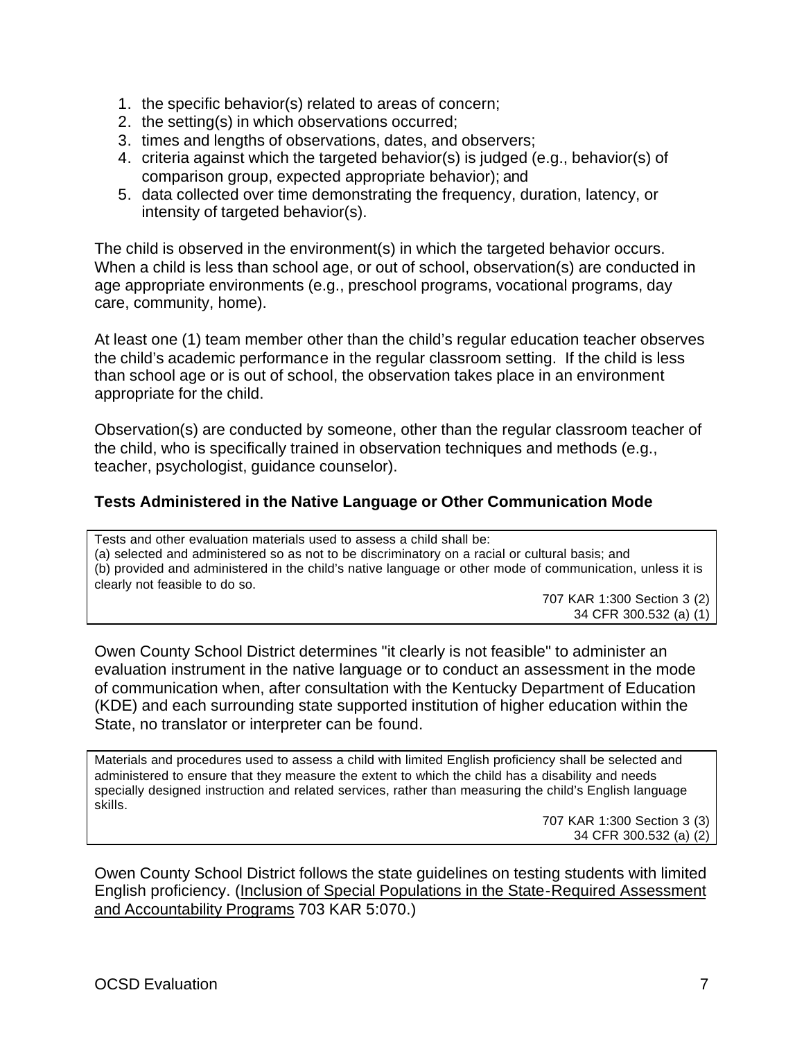1. the specific behavior(s) related to areas of concern;
2. the setting(s) in which observations occurred;
3. times and lengths of observations, dates, and observers;
4. criteria against which the targeted behavior(s) is judged (e.g., behavior(s) of comparison group, expected appropriate behavior); and
5. data collected over time demonstrating the frequency, duration, latency, or intensity of targeted behavior(s).

The child is observed in the environment(s) in which the targeted behavior occurs. When a child is less than school age, or out of school, observation(s) are conducted in age appropriate environments (e.g., preschool programs, vocational programs, day care, community, home).

At least one (1) team member other than the child's regular education teacher observes the child's academic performance in the regular classroom setting. If the child is less than school age or is out of school, the observation takes place in an environment appropriate for the child.

Observation(s) are conducted by someone, other than the regular classroom teacher of the child, who is specifically trained in observation techniques and methods (e.g., teacher, psychologist, guidance counselor).

### Tests Administered in the Native Language or Other Communication Mode

> Tests and other evaluation materials used to assess a child shall be:
> (a) selected and administered so as not to be discriminatory on a racial or cultural basis; and
> (b) provided and administered in the child's native language or other mode of communication, unless it is clearly not feasible to do so.
>
> 707 KAR 1:300 Section 3 (2)
> 34 CFR 300.532 (a) (1)

Owen County School District determines "it clearly is not feasible" to administer an evaluation instrument in the native language or to conduct an assessment in the mode of communication when, after consultation with the Kentucky Department of Education (KDE) and each surrounding state supported institution of higher education within the State, no translator or interpreter can be found.

> Materials and procedures used to assess a child with limited English proficiency shall be selected and administered to ensure that they measure the extent to which the child has a disability and needs specially designed instruction and related services, rather than measuring the child's English language skills.
>
> 707 KAR 1:300 Section 3 (3)
> 34 CFR 300.532 (a) (2)

Owen County School District follows the state guidelines on testing students with limited English proficiency. (Inclusion of Special Populations in the State-Required Assessment and Accountability Programs 703 KAR 5:070.)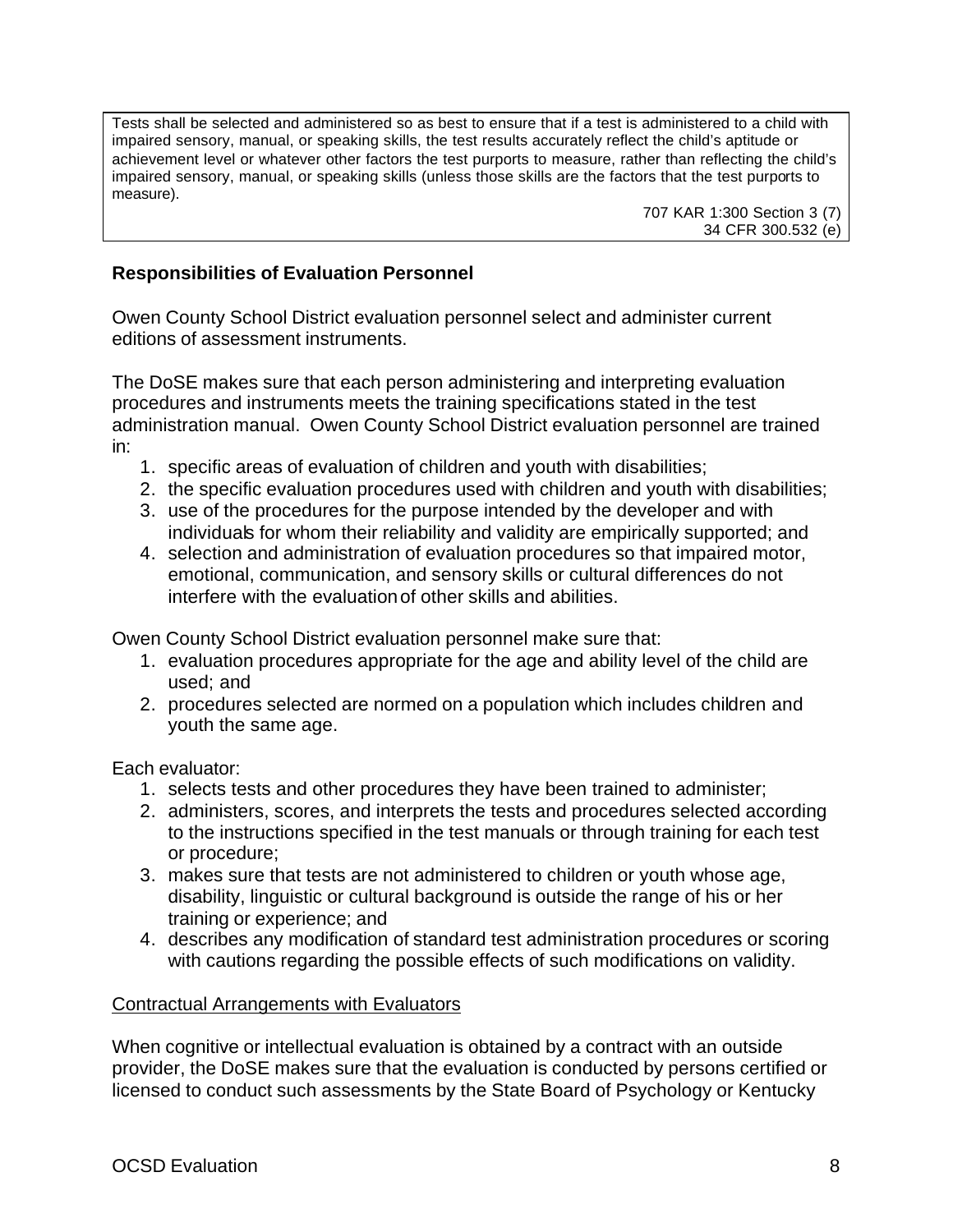Tests shall be selected and administered so as best to ensure that if a test is administered to a child with impaired sensory, manual, or speaking skills, the test results accurately reflect the child's aptitude or achievement level or whatever other factors the test purports to measure, rather than reflecting the child's impaired sensory, manual, or speaking skills (unless those skills are the factors that the test purports to measure).

707 KAR 1:300 Section 3 (7)
34 CFR 300.532 (e)

**Responsibilities of Evaluation Personnel**

Owen County School District evaluation personnel select and administer current editions of assessment instruments.

The DoSE makes sure that each person administering and interpreting evaluation procedures and instruments meets the training specifications stated in the test administration manual. Owen County School District evaluation personnel are trained in:

1. specific areas of evaluation of children and youth with disabilities;
2. the specific evaluation procedures used with children and youth with disabilities;
3. use of the procedures for the purpose intended by the developer and with individuals for whom their reliability and validity are empirically supported; and
4. selection and administration of evaluation procedures so that impaired motor, emotional, communication, and sensory skills or cultural differences do not interfere with the evaluation of other skills and abilities.

Owen County School District evaluation personnel make sure that:

1. evaluation procedures appropriate for the age and ability level of the child are used; and
2. procedures selected are normed on a population which includes children and youth the same age.

Each evaluator:

1. selects tests and other procedures they have been trained to administer;
2. administers, scores, and interprets the tests and procedures selected according to the instructions specified in the test manuals or through training for each test or procedure;
3. makes sure that tests are not administered to children or youth whose age, disability, linguistic or cultural background is outside the range of his or her training or experience; and
4. describes any modification of standard test administration procedures or scoring with cautions regarding the possible effects of such modifications on validity.

Contractual Arrangements with Evaluators

When cognitive or intellectual evaluation is obtained by a contract with an outside provider, the DoSE makes sure that the evaluation is conducted by persons certified or licensed to conduct such assessments by the State Board of Psychology or Kentucky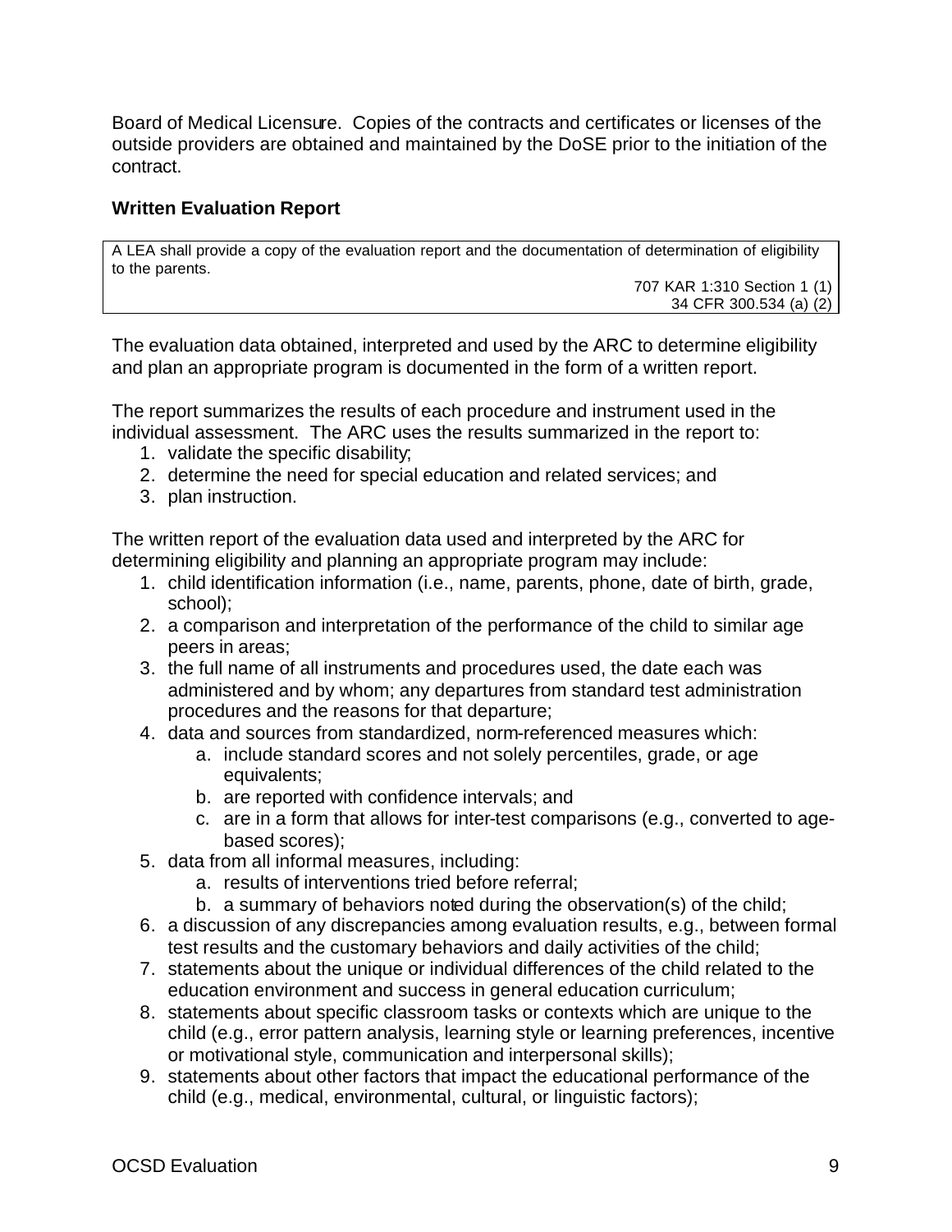Board of Medical Licensure. Copies of the contracts and certificates or licenses of the outside providers are obtained and maintained by the DoSE prior to the initiation of the contract.

**Written Evaluation Report**

> A LEA shall provide a copy of the evaluation report and the documentation of determination of eligibility to the parents.
>
> 707 KAR 1:310 Section 1 (1)
> 34 CFR 300.534 (a) (2)

The evaluation data obtained, interpreted and used by the ARC to determine eligibility and plan an appropriate program is documented in the form of a written report.

The report summarizes the results of each procedure and instrument used in the individual assessment. The ARC uses the results summarized in the report to:

1. validate the specific disability;
2. determine the need for special education and related services; and
3. plan instruction.

The written report of the evaluation data used and interpreted by the ARC for determining eligibility and planning an appropriate program may include:

1. child identification information (i.e., name, parents, phone, date of birth, grade, school);
2. a comparison and interpretation of the performance of the child to similar age peers in areas;
3. the full name of all instruments and procedures used, the date each was administered and by whom; any departures from standard test administration procedures and the reasons for that departure;
4. data and sources from standardized, norm-referenced measures which:
    a. include standard scores and not solely percentiles, grade, or age equivalents;
    b. are reported with confidence intervals; and
    c. are in a form that allows for inter-test comparisons (e.g., converted to age-based scores);
5. data from all informal measures, including:
    a. results of interventions tried before referral;
    b. a summary of behaviors noted during the observation(s) of the child;
6. a discussion of any discrepancies among evaluation results, e.g., between formal test results and the customary behaviors and daily activities of the child;
7. statements about the unique or individual differences of the child related to the education environment and success in general education curriculum;
8. statements about specific classroom tasks or contexts which are unique to the child (e.g., error pattern analysis, learning style or learning preferences, incentive or motivational style, communication and interpersonal skills);
9. statements about other factors that impact the educational performance of the child (e.g., medical, environmental, cultural, or linguistic factors);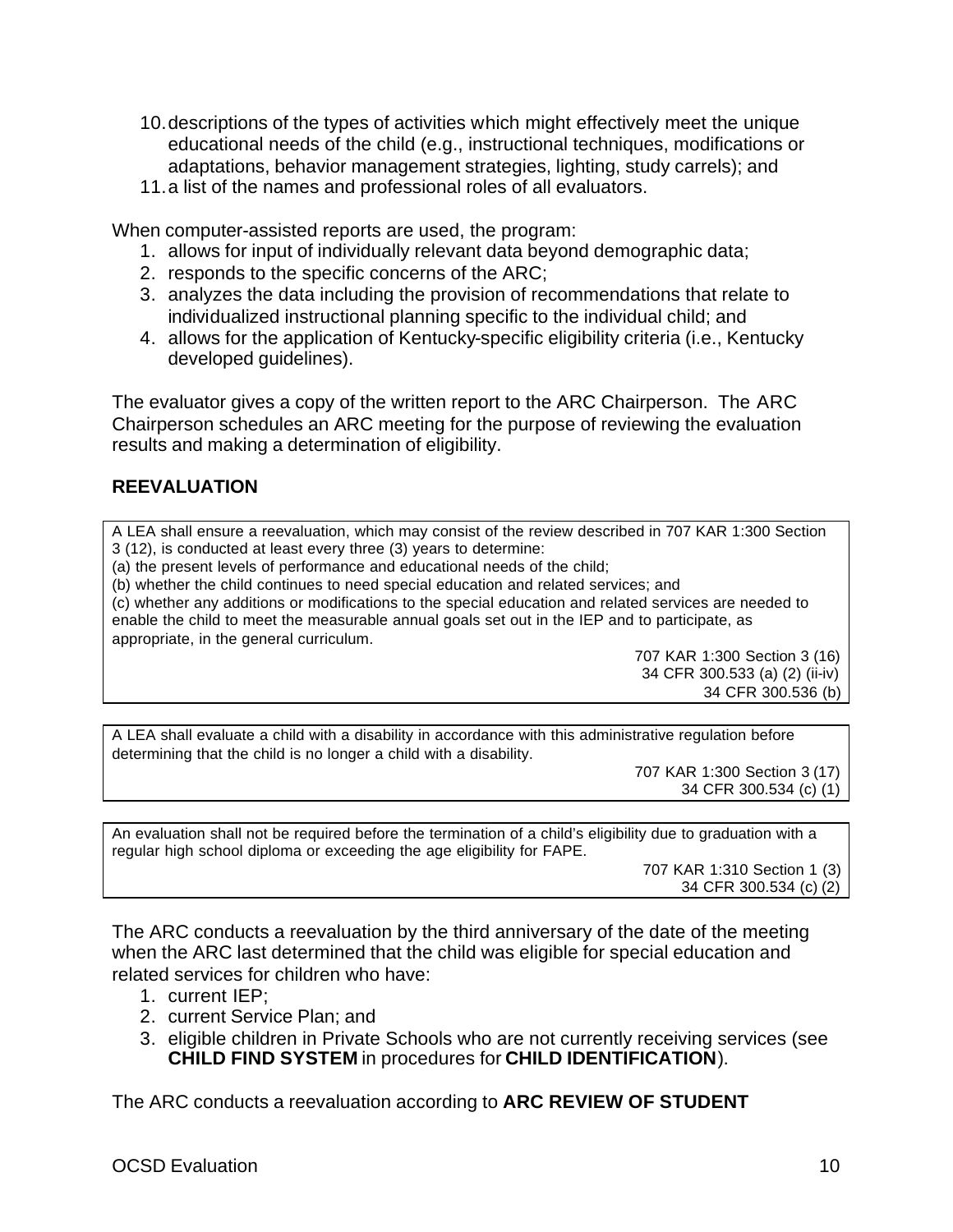10. descriptions of the types of activities which might effectively meet the unique educational needs of the child (e.g., instructional techniques, modifications or adaptations, behavior management strategies, lighting, study carrels); and
11. a list of the names and professional roles of all evaluators.

When computer-assisted reports are used, the program:

1. allows for input of individually relevant data beyond demographic data;
2. responds to the specific concerns of the ARC;
3. analyzes the data including the provision of recommendations that relate to individualized instructional planning specific to the individual child; and
4. allows for the application of Kentucky-specific eligibility criteria (i.e., Kentucky developed guidelines).

The evaluator gives a copy of the written report to the ARC Chairperson. The ARC Chairperson schedules an ARC meeting for the purpose of reviewing the evaluation results and making a determination of eligibility.

**REEVALUATION**

> A LEA shall ensure a reevaluation, which may consist of the review described in 707 KAR 1:300 Section 3 (12), is conducted at least every three (3) years to determine:
> (a) the present levels of performance and educational needs of the child;
> (b) whether the child continues to need special education and related services; and
> (c) whether any additions or modifications to the special education and related services are needed to enable the child to meet the measurable annual goals set out in the IEP and to participate, as appropriate, in the general curriculum.
>
> 707 KAR 1:300 Section 3 (16)
> 34 CFR 300.533 (a) (2) (ii-iv)
> 34 CFR 300.536 (b)

> A LEA shall evaluate a child with a disability in accordance with this administrative regulation before determining that the child is no longer a child with a disability.
>
> 707 KAR 1:300 Section 3 (17)
> 34 CFR 300.534 (c) (1)

> An evaluation shall not be required before the termination of a child's eligibility due to graduation with a regular high school diploma or exceeding the age eligibility for FAPE.
>
> 707 KAR 1:310 Section 1 (3)
> 34 CFR 300.534 (c) (2)

The ARC conducts a reevaluation by the third anniversary of the date of the meeting when the ARC last determined that the child was eligible for special education and related services for children who have:

1. current IEP;
2. current Service Plan; and
3. eligible children in Private Schools who are not currently receiving services (see **CHILD FIND SYSTEM** in procedures for **CHILD IDENTIFICATION**).

The ARC conducts a reevaluation according to **ARC REVIEW OF STUDENT**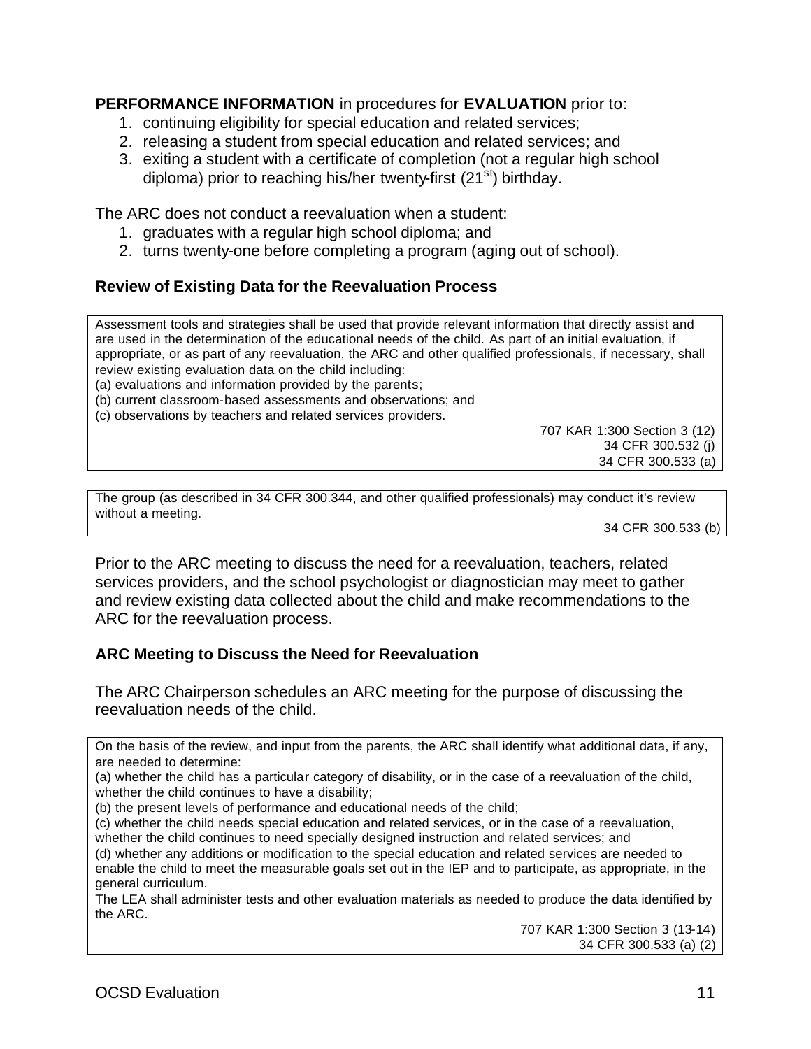**PERFORMANCE INFORMATION** in procedures for **EVALUATION** prior to:

1. continuing eligibility for special education and related services;
2. releasing a student from special education and related services; and
3. exiting a student with a certificate of completion (not a regular high school diploma) prior to reaching his/her twenty-first (21st) birthday.

The ARC does not conduct a reevaluation when a student:

1. graduates with a regular high school diploma; and
2. turns twenty-one before completing a program (aging out of school).

### Review of Existing Data for the Reevaluation Process

> Assessment tools and strategies shall be used that provide relevant information that directly assist and are used in the determination of the educational needs of the child. As part of an initial evaluation, if appropriate, or as part of any reevaluation, the ARC and other qualified professionals, if necessary, shall review existing evaluation data on the child including:
> (a) evaluations and information provided by the parents;
> (b) current classroom-based assessments and observations; and
> (c) observations by teachers and related services providers.
>
> 707 KAR 1:300 Section 3 (12)
> 34 CFR 300.532 (j)
> 34 CFR 300.533 (a)

> The group (as described in 34 CFR 300.344, and other qualified professionals) may conduct it's review without a meeting.
>
> 34 CFR 300.533 (b)

Prior to the ARC meeting to discuss the need for a reevaluation, teachers, related services providers, and the school psychologist or diagnostician may meet to gather and review existing data collected about the child and make recommendations to the ARC for the reevaluation process.

### ARC Meeting to Discuss the Need for Reevaluation

The ARC Chairperson schedules an ARC meeting for the purpose of discussing the reevaluation needs of the child.

> On the basis of the review, and input from the parents, the ARC shall identify what additional data, if any, are needed to determine:
> (a) whether the child has a particular category of disability, or in the case of a reevaluation of the child, whether the child continues to have a disability;
> (b) the present levels of performance and educational needs of the child;
> (c) whether the child needs special education and related services, or in the case of a reevaluation, whether the child continues to need specially designed instruction and related services; and
> (d) whether any additions or modification to the special education and related services are needed to enable the child to meet the measurable goals set out in the IEP and to participate, as appropriate, in the general curriculum.
> The LEA shall administer tests and other evaluation materials as needed to produce the data identified by the ARC.
>
> 707 KAR 1:300 Section 3 (13-14)
> 34 CFR 300.533 (a) (2)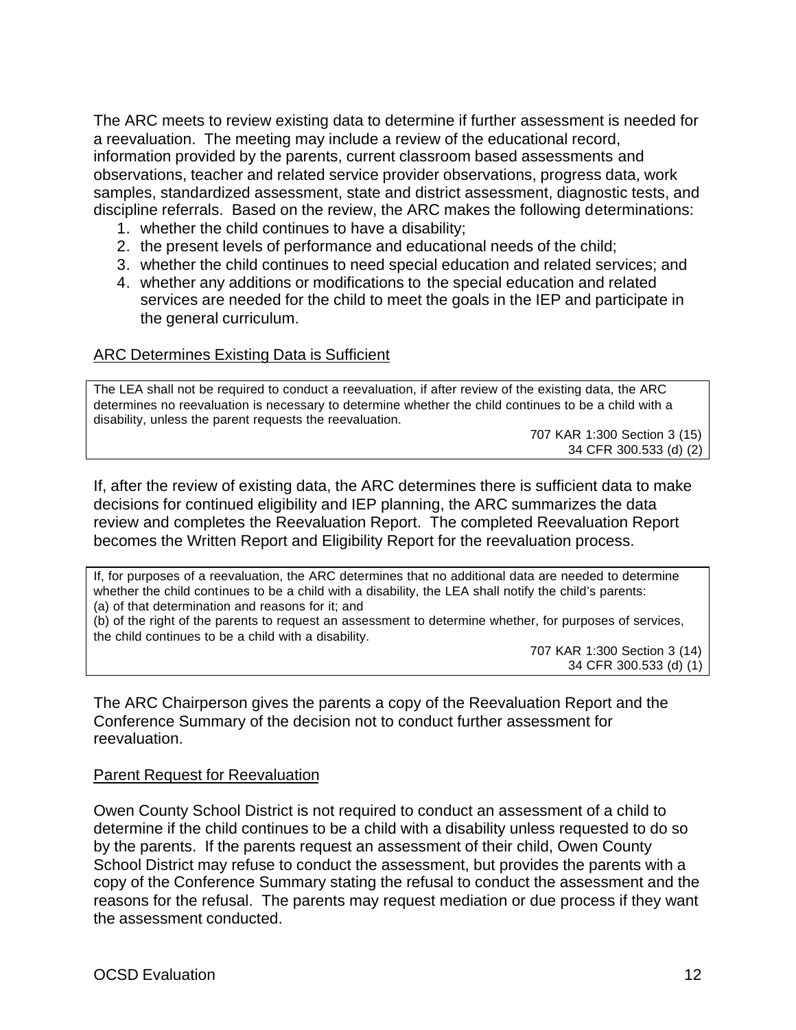The ARC meets to review existing data to determine if further assessment is needed for a reevaluation. The meeting may include a review of the educational record, information provided by the parents, current classroom based assessments and observations, teacher and related service provider observations, progress data, work samples, standardized assessment, state and district assessment, diagnostic tests, and discipline referrals. Based on the review, the ARC makes the following determinations:

1. whether the child continues to have a disability;
2. the present levels of performance and educational needs of the child;
3. whether the child continues to need special education and related services; and
4. whether any additions or modifications to the special education and related services are needed for the child to meet the goals in the IEP and participate in the general curriculum.

ARC Determines Existing Data is Sufficient

> The LEA shall not be required to conduct a reevaluation, if after review of the existing data, the ARC determines no reevaluation is necessary to determine whether the child continues to be a child with a disability, unless the parent requests the reevaluation.
>
> 707 KAR 1:300 Section 3 (15)
> 34 CFR 300.533 (d) (2)

If, after the review of existing data, the ARC determines there is sufficient data to make decisions for continued eligibility and IEP planning, the ARC summarizes the data review and completes the Reevaluation Report. The completed Reevaluation Report becomes the Written Report and Eligibility Report for the reevaluation process.

> If, for purposes of a reevaluation, the ARC determines that no additional data are needed to determine whether the child continues to be a child with a disability, the LEA shall notify the child's parents:
> (a) of that determination and reasons for it; and
> (b) of the right of the parents to request an assessment to determine whether, for purposes of services, the child continues to be a child with a disability.
>
> 707 KAR 1:300 Section 3 (14)
> 34 CFR 300.533 (d) (1)

The ARC Chairperson gives the parents a copy of the Reevaluation Report and the Conference Summary of the decision not to conduct further assessment for reevaluation.

Parent Request for Reevaluation

Owen County School District is not required to conduct an assessment of a child to determine if the child continues to be a child with a disability unless requested to do so by the parents. If the parents request an assessment of their child, Owen County School District may refuse to conduct the assessment, but provides the parents with a copy of the Conference Summary stating the refusal to conduct the assessment and the reasons for the refusal. The parents may request mediation or due process if they want the assessment conducted.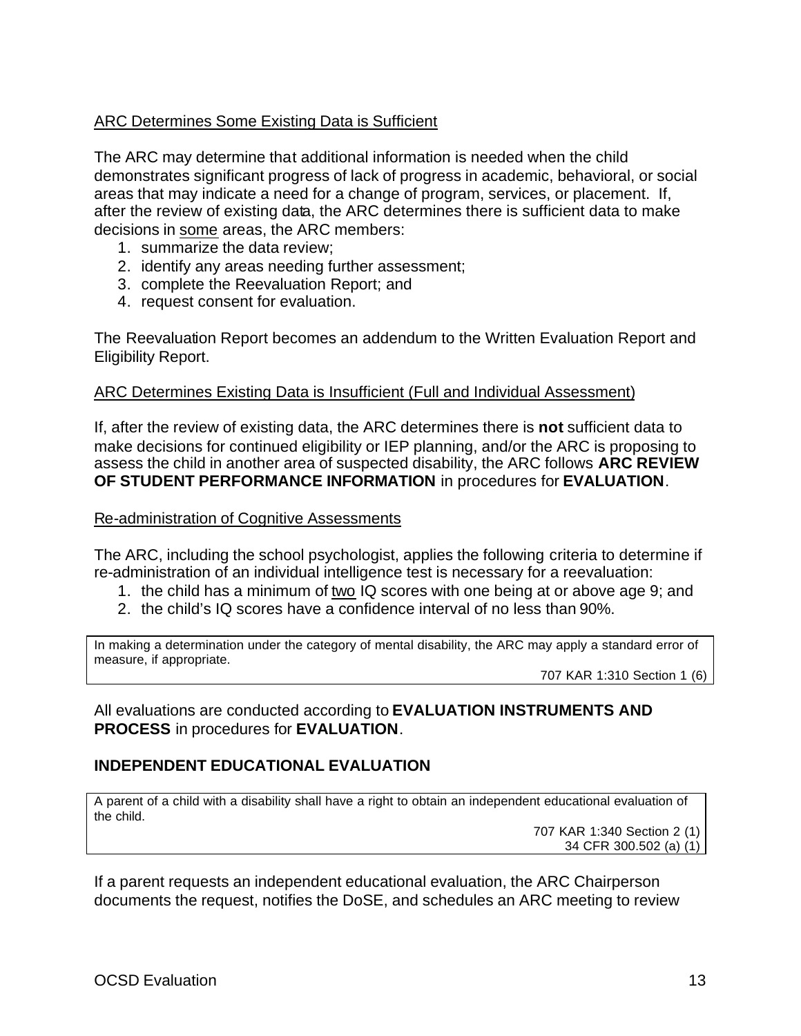<u>ARC Determines Some Existing Data is Sufficient</u>

The ARC may determine that additional information is needed when the child demonstrates significant progress of lack of progress in academic, behavioral, or social areas that may indicate a need for a change of program, services, or placement. If, after the review of existing data, the ARC determines there is sufficient data to make decisions in <u>some</u> areas, the ARC members:

1. summarize the data review;
2. identify any areas needing further assessment;
3. complete the Reevaluation Report; and
4. request consent for evaluation.

The Reevaluation Report becomes an addendum to the Written Evaluation Report and Eligibility Report.

<u>ARC Determines Existing Data is Insufficient (Full and Individual Assessment)</u>

If, after the review of existing data, the ARC determines there is **not** sufficient data to make decisions for continued eligibility or IEP planning, and/or the ARC is proposing to assess the child in another area of suspected disability, the ARC follows **ARC REVIEW OF STUDENT PERFORMANCE INFORMATION** in procedures for **EVALUATION**.

<u>Re-administration of Cognitive Assessments</u>

The ARC, including the school psychologist, applies the following criteria to determine if re-administration of an individual intelligence test is necessary for a reevaluation:

1. the child has a minimum of <u>two</u> IQ scores with one being at or above age 9; and
2. the child's IQ scores have a confidence interval of no less than 90%.

> In making a determination under the category of mental disability, the ARC may apply a standard error of measure, if appropriate.
>
> 707 KAR 1:310 Section 1 (6)

All evaluations are conducted according to **EVALUATION INSTRUMENTS AND PROCESS** in procedures for **EVALUATION**.

## INDEPENDENT EDUCATIONAL EVALUATION

> A parent of a child with a disability shall have a right to obtain an independent educational evaluation of the child.
>
> 707 KAR 1:340 Section 2 (1)
> 34 CFR 300.502 (a) (1)

If a parent requests an independent educational evaluation, the ARC Chairperson documents the request, notifies the DoSE, and schedules an ARC meeting to review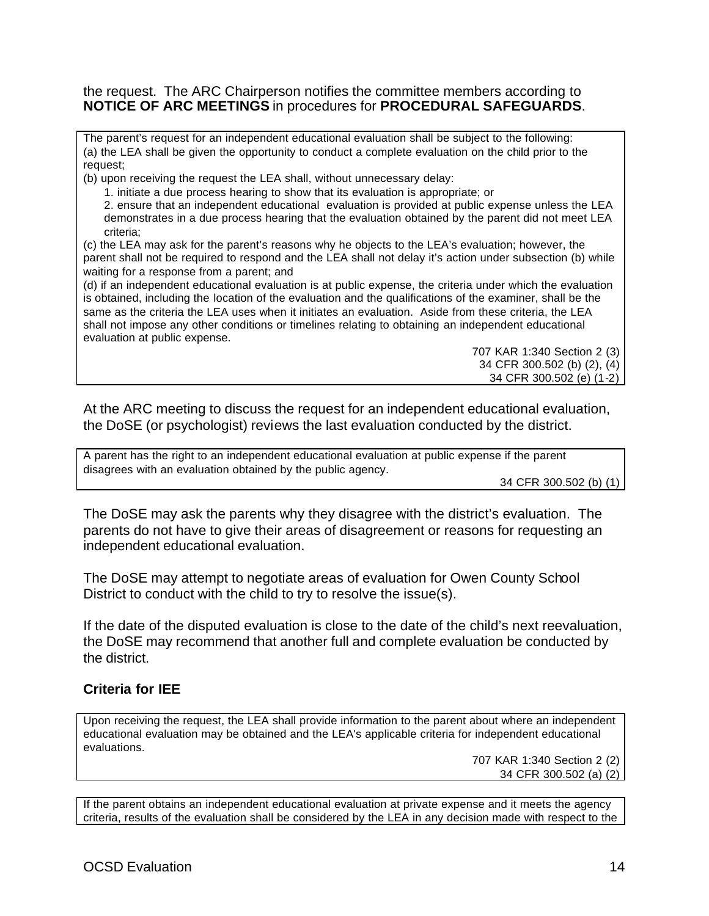the request. The ARC Chairperson notifies the committee members according to **NOTICE OF ARC MEETINGS** in procedures for **PROCEDURAL SAFEGUARDS**.

> The parent's request for an independent educational evaluation shall be subject to the following:
> (a) the LEA shall be given the opportunity to conduct a complete evaluation on the child prior to the request;
> (b) upon receiving the request the LEA shall, without unnecessary delay:
> 1. initiate a due process hearing to show that its evaluation is appropriate; or
> 2. ensure that an independent educational evaluation is provided at public expense unless the LEA demonstrates in a due process hearing that the evaluation obtained by the parent did not meet LEA criteria;
>
> (c) the LEA may ask for the parent's reasons why he objects to the LEA's evaluation; however, the parent shall not be required to respond and the LEA shall not delay it's action under subsection (b) while waiting for a response from a parent; and
> (d) if an independent educational evaluation is at public expense, the criteria under which the evaluation is obtained, including the location of the evaluation and the qualifications of the examiner, shall be the same as the criteria the LEA uses when it initiates an evaluation. Aside from these criteria, the LEA shall not impose any other conditions or timelines relating to obtaining an independent educational evaluation at public expense.
>
> 707 KAR 1:340 Section 2 (3)
> 34 CFR 300.502 (b) (2), (4)
> 34 CFR 300.502 (e) (1-2)

At the ARC meeting to discuss the request for an independent educational evaluation, the DoSE (or psychologist) reviews the last evaluation conducted by the district.

> A parent has the right to an independent educational evaluation at public expense if the parent disagrees with an evaluation obtained by the public agency.
>
> 34 CFR 300.502 (b) (1)

The DoSE may ask the parents why they disagree with the district's evaluation. The parents do not have to give their areas of disagreement or reasons for requesting an independent educational evaluation.

The DoSE may attempt to negotiate areas of evaluation for Owen County School District to conduct with the child to try to resolve the issue(s).

If the date of the disputed evaluation is close to the date of the child's next reevaluation, the DoSE may recommend that another full and complete evaluation be conducted by the district.

### Criteria for IEE

> Upon receiving the request, the LEA shall provide information to the parent about where an independent educational evaluation may be obtained and the LEA's applicable criteria for independent educational evaluations.
>
> 707 KAR 1:340 Section 2 (2)
> 34 CFR 300.502 (a) (2)

> If the parent obtains an independent educational evaluation at private expense and it meets the agency criteria, results of the evaluation shall be considered by the LEA in any decision made with respect to the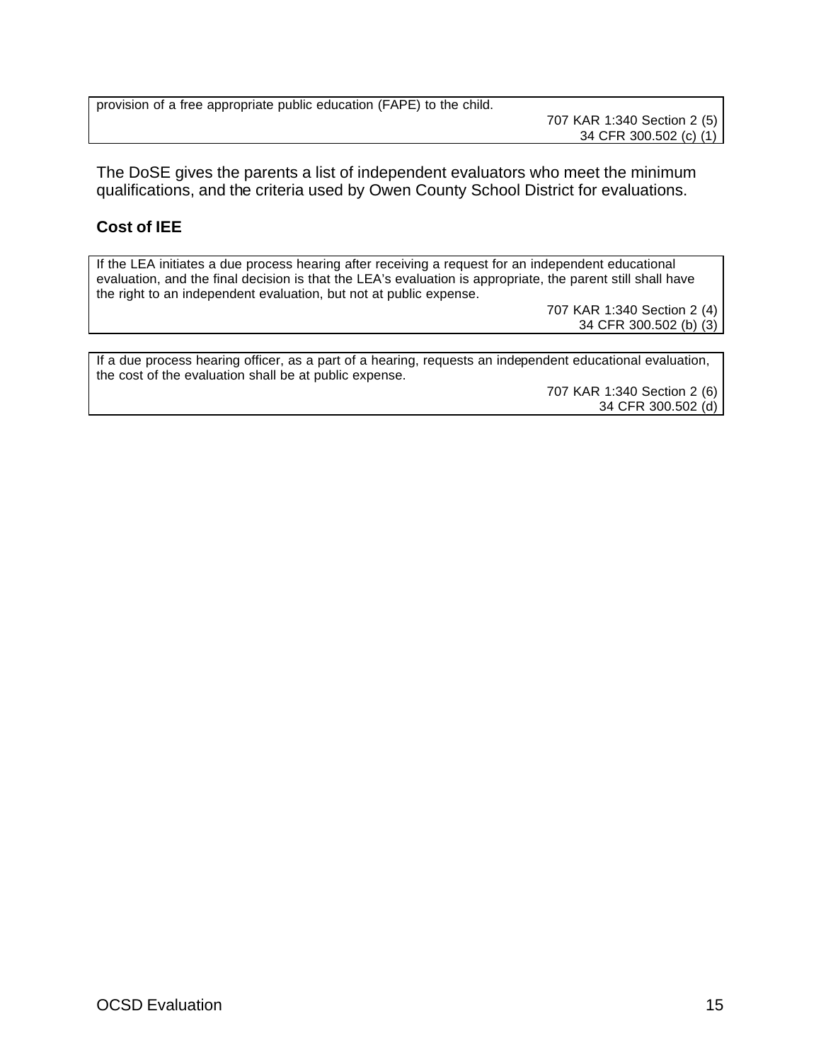provision of a free appropriate public education (FAPE) to the child.

707 KAR 1:340 Section 2 (5)
34 CFR 300.502 (c) (1)

The DoSE gives the parents a list of independent evaluators who meet the minimum qualifications, and the criteria used by Owen County School District for evaluations.

### Cost of IEE

If the LEA initiates a due process hearing after receiving a request for an independent educational evaluation, and the final decision is that the LEA's evaluation is appropriate, the parent still shall have the right to an independent evaluation, but not at public expense.

707 KAR 1:340 Section 2 (4)
34 CFR 300.502 (b) (3)

If a due process hearing officer, as a part of a hearing, requests an independent educational evaluation, the cost of the evaluation shall be at public expense.

707 KAR 1:340 Section 2 (6)
34 CFR 300.502 (d)